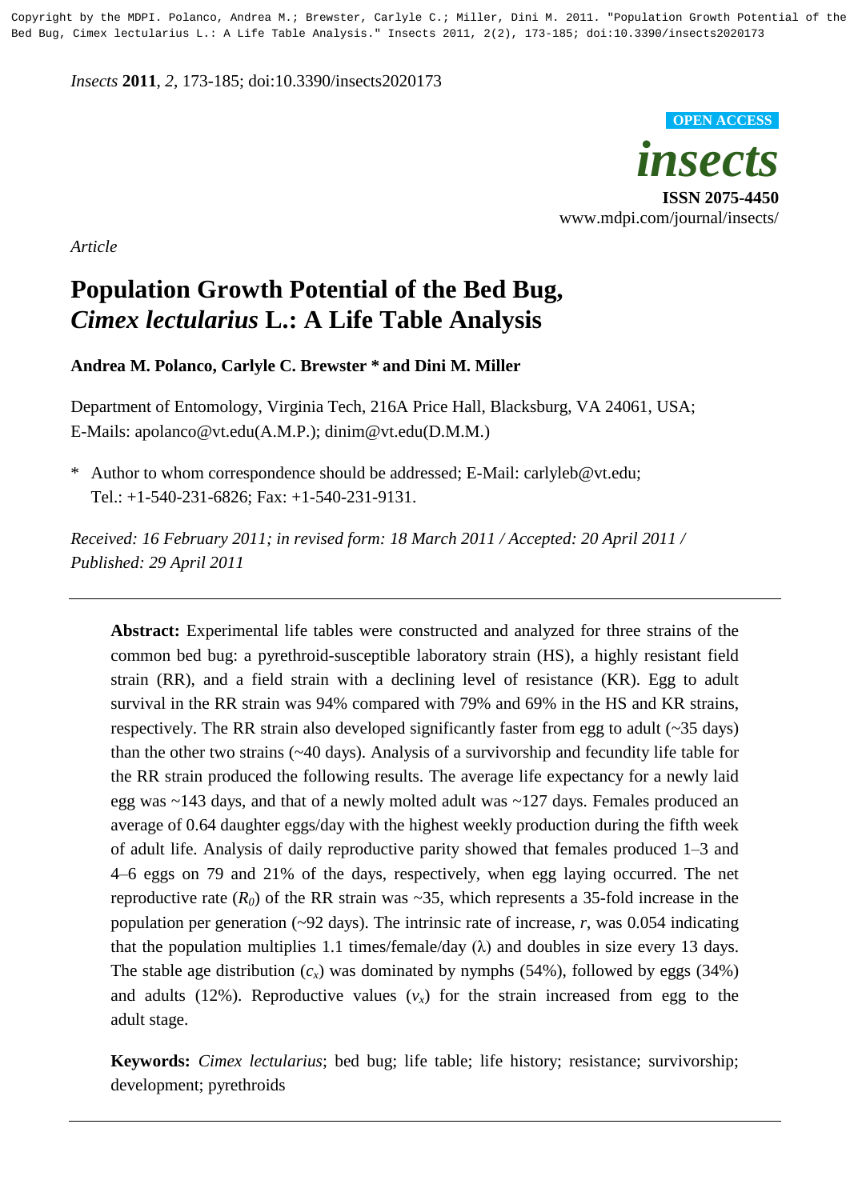Copyright by the MDPI. Polanco, Andrea M.; Brewster, Carlyle C.; Miller, Dini M. 2011. "Population Growth Potential of the Bed Bug, Cimex lectularius L.: A Life Table Analysis." Insects 2011, 2(2), 173-185; doi:10.3390/insects2020173

*Insects* **2011**, *2*, 173-185; doi:10.3390/insects2020173

**OPEN ACCESS**

***insects***

**ISSN 2075-4450**

www.mdpi.com/journal/insects/

*Article*

# Population Growth Potential of the Bed Bug, *Cimex lectularius* L.: A Life Table Analysis

**Andrea M. Polanco, Carlyle C. Brewster * and Dini M. Miller**

Department of Entomology, Virginia Tech, 216A Price Hall, Blacksburg, VA 24061, USA; E-Mails: apolanco@vt.edu(A.M.P.); dinim@vt.edu(D.M.M.)

\* Author to whom correspondence should be addressed; E-Mail: carlyleb@vt.edu; Tel.: +1-540-231-6826; Fax: +1-540-231-9131.

*Received: 16 February 2011; in revised form: 18 March 2011 / Accepted: 20 April 2011 / Published: 29 April 2011*

---

**Abstract:** Experimental life tables were constructed and analyzed for three strains of the common bed bug: a pyrethroid-susceptible laboratory strain (HS), a highly resistant field strain (RR), and a field strain with a declining level of resistance (KR). Egg to adult survival in the RR strain was 94% compared with 79% and 69% in the HS and KR strains, respectively. The RR strain also developed significantly faster from egg to adult (~35 days) than the other two strains (~40 days). Analysis of a survivorship and fecundity life table for the RR strain produced the following results. The average life expectancy for a newly laid egg was ~143 days, and that of a newly molted adult was ~127 days. Females produced an average of 0.64 daughter eggs/day with the highest weekly production during the fifth week of adult life. Analysis of daily reproductive parity showed that females produced 1–3 and 4–6 eggs on 79 and 21% of the days, respectively, when egg laying occurred. The net reproductive rate ($R_0$) of the RR strain was ~35, which represents a 35-fold increase in the population per generation (~92 days). The intrinsic rate of increase, $r$, was 0.054 indicating that the population multiplies 1.1 times/female/day ($\lambda$) and doubles in size every 13 days. The stable age distribution ($c_x$) was dominated by nymphs (54%), followed by eggs (34%) and adults (12%). Reproductive values ($v_x$) for the strain increased from egg to the adult stage.

**Keywords:** *Cimex lectularius*; bed bug; life table; life history; resistance; survivorship; development; pyrethroids

---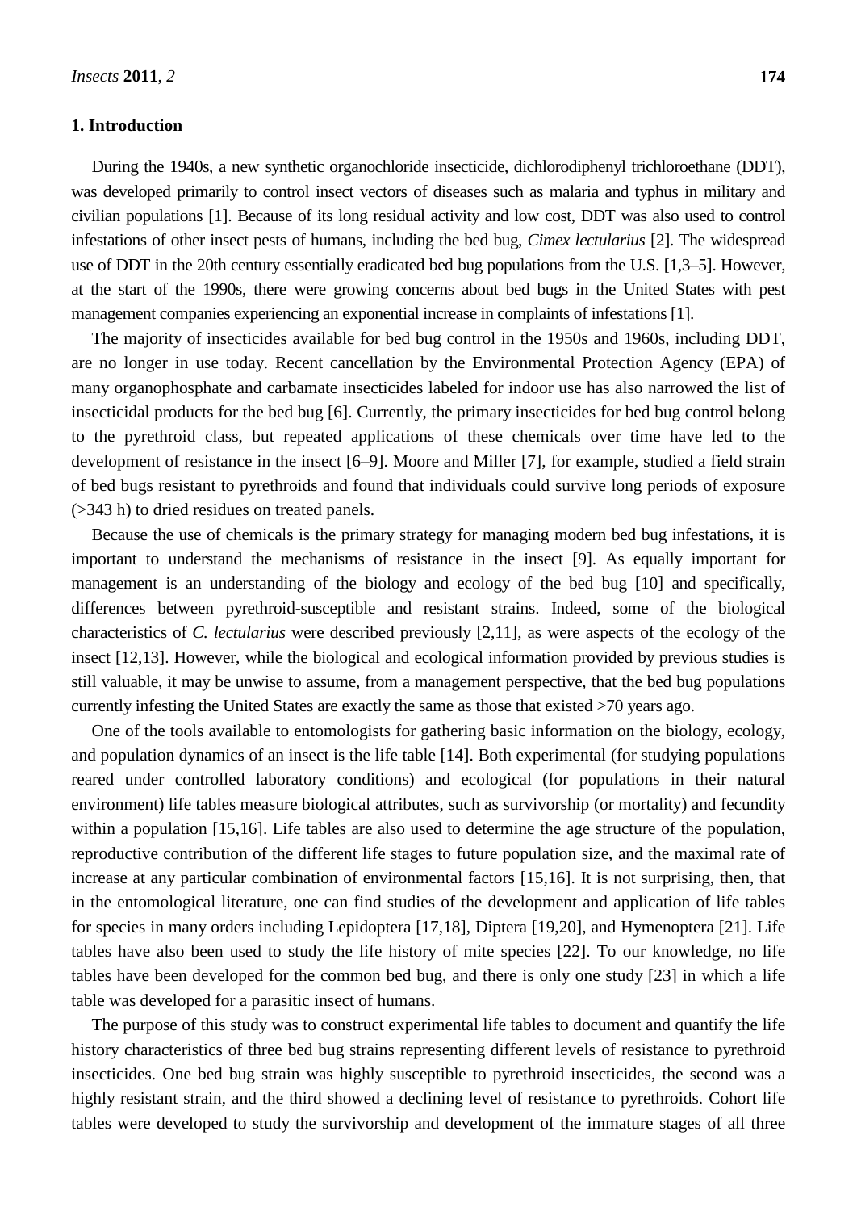## 1. Introduction

During the 1940s, a new synthetic organochloride insecticide, dichlorodiphenyl trichloroethane (DDT), was developed primarily to control insect vectors of diseases such as malaria and typhus in military and civilian populations [1]. Because of its long residual activity and low cost, DDT was also used to control infestations of other insect pests of humans, including the bed bug, *Cimex lectularius* [2]. The widespread use of DDT in the 20th century essentially eradicated bed bug populations from the U.S. [1,3–5]. However, at the start of the 1990s, there were growing concerns about bed bugs in the United States with pest management companies experiencing an exponential increase in complaints of infestations [1].

The majority of insecticides available for bed bug control in the 1950s and 1960s, including DDT, are no longer in use today. Recent cancellation by the Environmental Protection Agency (EPA) of many organophosphate and carbamate insecticides labeled for indoor use has also narrowed the list of insecticidal products for the bed bug [6]. Currently, the primary insecticides for bed bug control belong to the pyrethroid class, but repeated applications of these chemicals over time have led to the development of resistance in the insect [6–9]. Moore and Miller [7], for example, studied a field strain of bed bugs resistant to pyrethroids and found that individuals could survive long periods of exposure (>343 h) to dried residues on treated panels.

Because the use of chemicals is the primary strategy for managing modern bed bug infestations, it is important to understand the mechanisms of resistance in the insect [9]. As equally important for management is an understanding of the biology and ecology of the bed bug [10] and specifically, differences between pyrethroid-susceptible and resistant strains. Indeed, some of the biological characteristics of *C. lectularius* were described previously [2,11], as were aspects of the ecology of the insect [12,13]. However, while the biological and ecological information provided by previous studies is still valuable, it may be unwise to assume, from a management perspective, that the bed bug populations currently infesting the United States are exactly the same as those that existed >70 years ago.

One of the tools available to entomologists for gathering basic information on the biology, ecology, and population dynamics of an insect is the life table [14]. Both experimental (for studying populations reared under controlled laboratory conditions) and ecological (for populations in their natural environment) life tables measure biological attributes, such as survivorship (or mortality) and fecundity within a population [15,16]. Life tables are also used to determine the age structure of the population, reproductive contribution of the different life stages to future population size, and the maximal rate of increase at any particular combination of environmental factors [15,16]. It is not surprising, then, that in the entomological literature, one can find studies of the development and application of life tables for species in many orders including Lepidoptera [17,18], Diptera [19,20], and Hymenoptera [21]. Life tables have also been used to study the life history of mite species [22]. To our knowledge, no life tables have been developed for the common bed bug, and there is only one study [23] in which a life table was developed for a parasitic insect of humans.

The purpose of this study was to construct experimental life tables to document and quantify the life history characteristics of three bed bug strains representing different levels of resistance to pyrethroid insecticides. One bed bug strain was highly susceptible to pyrethroid insecticides, the second was a highly resistant strain, and the third showed a declining level of resistance to pyrethroids. Cohort life tables were developed to study the survivorship and development of the immature stages of all three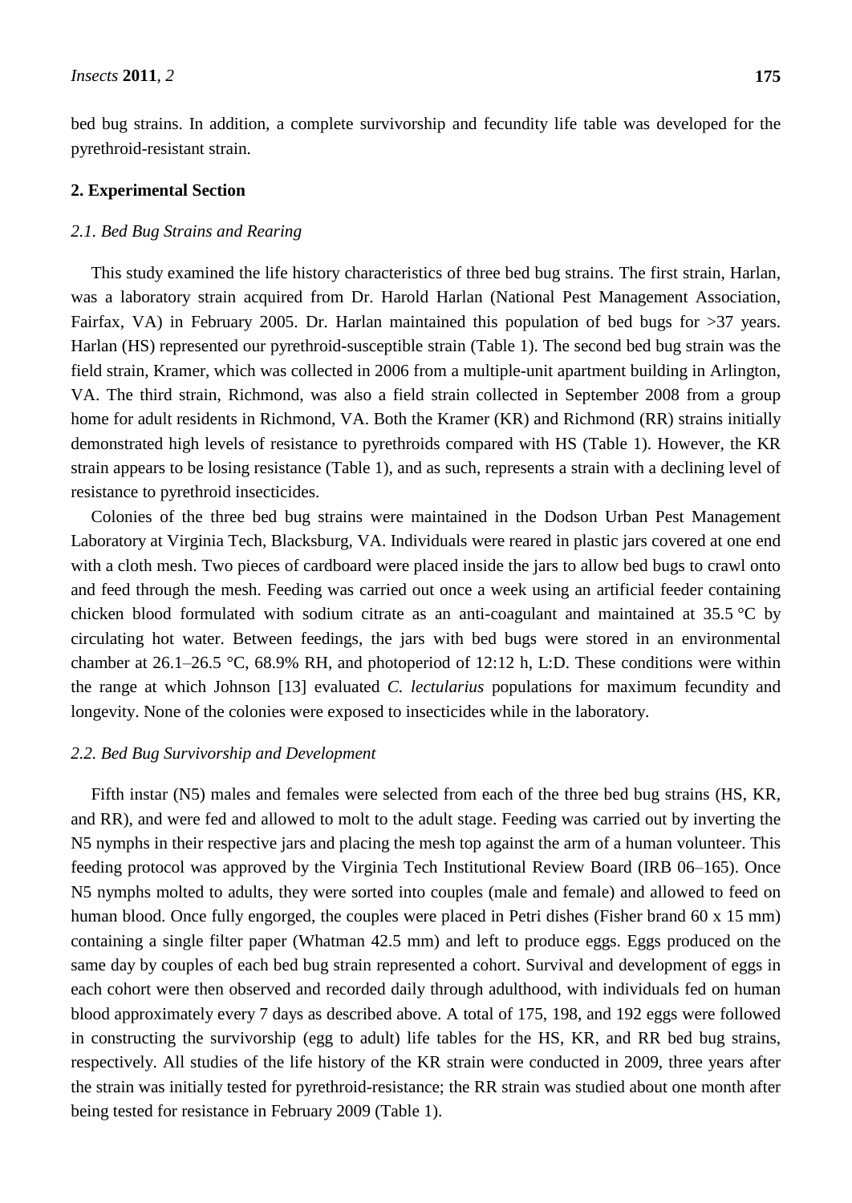bed bug strains. In addition, a complete survivorship and fecundity life table was developed for the pyrethroid-resistant strain.

## 2. Experimental Section

### *2.1. Bed Bug Strains and Rearing*

This study examined the life history characteristics of three bed bug strains. The first strain, Harlan, was a laboratory strain acquired from Dr. Harold Harlan (National Pest Management Association, Fairfax, VA) in February 2005. Dr. Harlan maintained this population of bed bugs for >37 years. Harlan (HS) represented our pyrethroid-susceptible strain (Table 1). The second bed bug strain was the field strain, Kramer, which was collected in 2006 from a multiple-unit apartment building in Arlington, VA. The third strain, Richmond, was also a field strain collected in September 2008 from a group home for adult residents in Richmond, VA. Both the Kramer (KR) and Richmond (RR) strains initially demonstrated high levels of resistance to pyrethroids compared with HS (Table 1). However, the KR strain appears to be losing resistance (Table 1), and as such, represents a strain with a declining level of resistance to pyrethroid insecticides.

Colonies of the three bed bug strains were maintained in the Dodson Urban Pest Management Laboratory at Virginia Tech, Blacksburg, VA. Individuals were reared in plastic jars covered at one end with a cloth mesh. Two pieces of cardboard were placed inside the jars to allow bed bugs to crawl onto and feed through the mesh. Feeding was carried out once a week using an artificial feeder containing chicken blood formulated with sodium citrate as an anti-coagulant and maintained at 35.5 °C by circulating hot water. Between feedings, the jars with bed bugs were stored in an environmental chamber at 26.1–26.5 °C, 68.9% RH, and photoperiod of 12:12 h, L:D. These conditions were within the range at which Johnson [13] evaluated *C. lectularius* populations for maximum fecundity and longevity. None of the colonies were exposed to insecticides while in the laboratory.

### *2.2. Bed Bug Survivorship and Development*

Fifth instar (N5) males and females were selected from each of the three bed bug strains (HS, KR, and RR), and were fed and allowed to molt to the adult stage. Feeding was carried out by inverting the N5 nymphs in their respective jars and placing the mesh top against the arm of a human volunteer. This feeding protocol was approved by the Virginia Tech Institutional Review Board (IRB 06–165). Once N5 nymphs molted to adults, they were sorted into couples (male and female) and allowed to feed on human blood. Once fully engorged, the couples were placed in Petri dishes (Fisher brand 60 x 15 mm) containing a single filter paper (Whatman 42.5 mm) and left to produce eggs. Eggs produced on the same day by couples of each bed bug strain represented a cohort. Survival and development of eggs in each cohort were then observed and recorded daily through adulthood, with individuals fed on human blood approximately every 7 days as described above. A total of 175, 198, and 192 eggs were followed in constructing the survivorship (egg to adult) life tables for the HS, KR, and RR bed bug strains, respectively. All studies of the life history of the KR strain were conducted in 2009, three years after the strain was initially tested for pyrethroid-resistance; the RR strain was studied about one month after being tested for resistance in February 2009 (Table 1).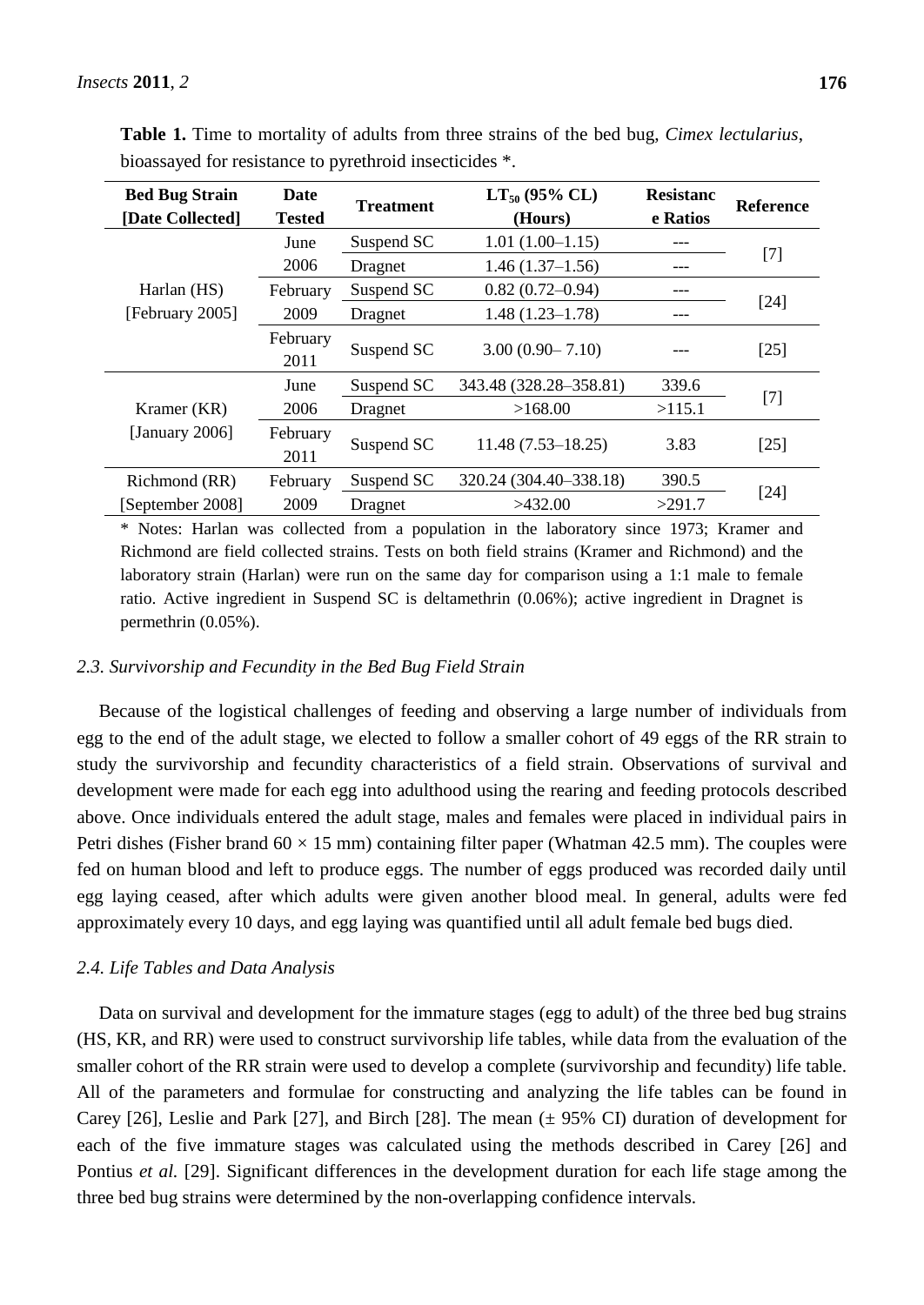**Table 1.** Time to mortality of adults from three strains of the bed bug, *Cimex lectularius*, bioassayed for resistance to pyrethroid insecticides *.

| Bed Bug Strain [Date Collected] | Date Tested | Treatment | $LT_{50}$ (95% CL) (Hours) | Resistance Ratios | Reference |
|---|---|---|---|---|---|
| Harlan (HS) [February 2005] | June 2006 | Suspend SC | 1.01 (1.00–1.15) | --- | [7] |
| | | Dragnet | 1.46 (1.37–1.56) | --- | |
| | February 2009 | Suspend SC | 0.82 (0.72–0.94) | --- | [24] |
| | | Dragnet | 1.48 (1.23–1.78) | --- | |
| | February 2011 | Suspend SC | 3.00 (0.90– 7.10) | --- | [25] |
| Kramer (KR) [January 2006] | June 2006 | Suspend SC | 343.48 (328.28–358.81) | 339.6 | [7] |
| | | Dragnet | >168.00 | >115.1 | |
| | February 2011 | Suspend SC | 11.48 (7.53–18.25) | 3.83 | [25] |
| Richmond (RR) [September 2008] | February 2009 | Suspend SC | 320.24 (304.40–338.18) | 390.5 | [24] |
| | | Dragnet | >432.00 | >291.7 | |

* Notes: Harlan was collected from a population in the laboratory since 1973; Kramer and Richmond are field collected strains. Tests on both field strains (Kramer and Richmond) and the laboratory strain (Harlan) were run on the same day for comparison using a 1:1 male to female ratio. Active ingredient in Suspend SC is deltamethrin (0.06%); active ingredient in Dragnet is permethrin (0.05%).

### *2.3. Survivorship and Fecundity in the Bed Bug Field Strain*

Because of the logistical challenges of feeding and observing a large number of individuals from egg to the end of the adult stage, we elected to follow a smaller cohort of 49 eggs of the RR strain to study the survivorship and fecundity characteristics of a field strain. Observations of survival and development were made for each egg into adulthood using the rearing and feeding protocols described above. Once individuals entered the adult stage, males and females were placed in individual pairs in Petri dishes (Fisher brand 60 × 15 mm) containing filter paper (Whatman 42.5 mm). The couples were fed on human blood and left to produce eggs. The number of eggs produced was recorded daily until egg laying ceased, after which adults were given another blood meal. In general, adults were fed approximately every 10 days, and egg laying was quantified until all adult female bed bugs died.

### *2.4. Life Tables and Data Analysis*

Data on survival and development for the immature stages (egg to adult) of the three bed bug strains (HS, KR, and RR) were used to construct survivorship life tables, while data from the evaluation of the smaller cohort of the RR strain were used to develop a complete (survivorship and fecundity) life table. All of the parameters and formulae for constructing and analyzing the life tables can be found in Carey [26], Leslie and Park [27], and Birch [28]. The mean (± 95% CI) duration of development for each of the five immature stages was calculated using the methods described in Carey [26] and Pontius *et al.* [29]. Significant differences in the development duration for each life stage among the three bed bug strains were determined by the non-overlapping confidence intervals.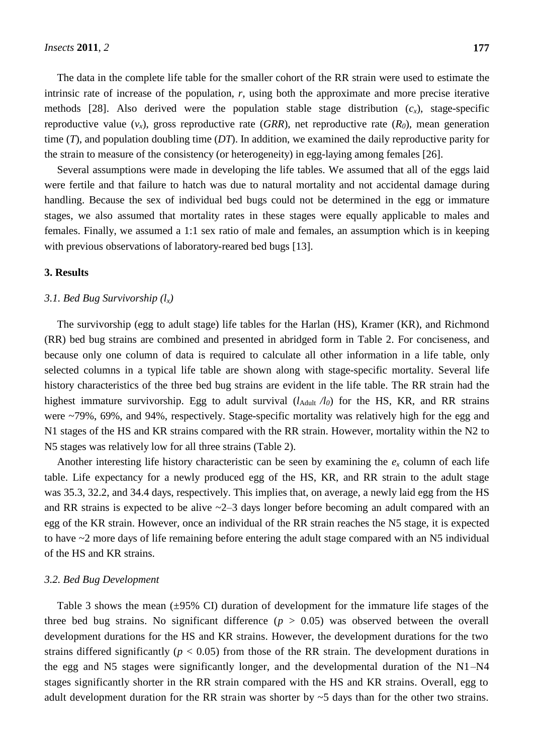The data in the complete life table for the smaller cohort of the RR strain were used to estimate the intrinsic rate of increase of the population, $r$, using both the approximate and more precise iterative methods [28]. Also derived were the population stable stage distribution ($c_x$), stage-specific reproductive value ($v_x$), gross reproductive rate ($GRR$), net reproductive rate ($R_0$), mean generation time ($T$), and population doubling time ($DT$). In addition, we examined the daily reproductive parity for the strain to measure of the consistency (or heterogeneity) in egg-laying among females [26].

Several assumptions were made in developing the life tables. We assumed that all of the eggs laid were fertile and that failure to hatch was due to natural mortality and not accidental damage during handling. Because the sex of individual bed bugs could not be determined in the egg or immature stages, we also assumed that mortality rates in these stages were equally applicable to males and females. Finally, we assumed a 1:1 sex ratio of male and females, an assumption which is in keeping with previous observations of laboratory-reared bed bugs [13].

## 3. Results

### 3.1. Bed Bug Survivorship ($l_x$)

The survivorship (egg to adult stage) life tables for the Harlan (HS), Kramer (KR), and Richmond (RR) bed bug strains are combined and presented in abridged form in Table 2. For conciseness, and because only one column of data is required to calculate all other information in a life table, only selected columns in a typical life table are shown along with stage-specific mortality. Several life history characteristics of the three bed bug strains are evident in the life table. The RR strain had the highest immature survivorship. Egg to adult survival ($l_{Adult}/l_0$) for the HS, KR, and RR strains were ~79%, 69%, and 94%, respectively. Stage-specific mortality was relatively high for the egg and N1 stages of the HS and KR strains compared with the RR strain. However, mortality within the N2 to N5 stages was relatively low for all three strains (Table 2).

Another interesting life history characteristic can be seen by examining the $e_x$ column of each life table. Life expectancy for a newly produced egg of the HS, KR, and RR strain to the adult stage was 35.3, 32.2, and 34.4 days, respectively. This implies that, on average, a newly laid egg from the HS and RR strains is expected to be alive ~2–3 days longer before becoming an adult compared with an egg of the KR strain. However, once an individual of the RR strain reaches the N5 stage, it is expected to have ~2 more days of life remaining before entering the adult stage compared with an N5 individual of the HS and KR strains.

### 3.2. Bed Bug Development

Table 3 shows the mean (±95% CI) duration of development for the immature life stages of the three bed bug strains. No significant difference ($p > 0.05$) was observed between the overall development durations for the HS and KR strains. However, the development durations for the two strains differed significantly ($p < 0.05$) from those of the RR strain. The development durations in the egg and N5 stages were significantly longer, and the developmental duration of the N1–N4 stages significantly shorter in the RR strain compared with the HS and KR strains. Overall, egg to adult development duration for the RR strain was shorter by ~5 days than for the other two strains.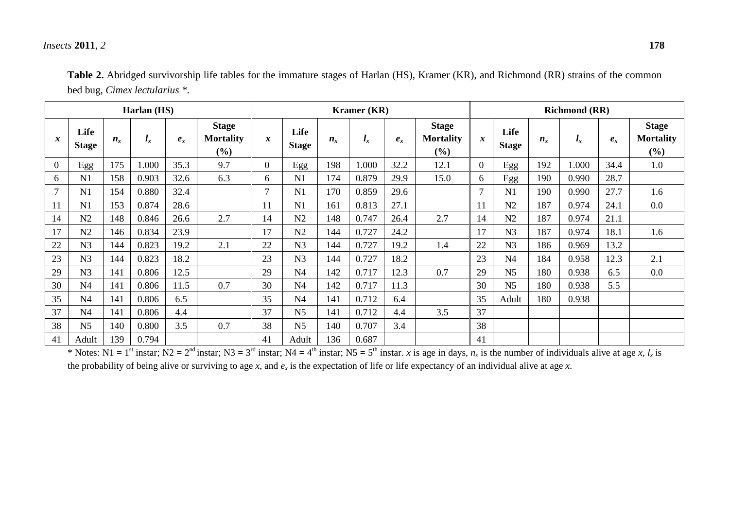**Table 2.** Abridged survivorship life tables for the immature stages of Harlan (HS), Kramer (KR), and Richmond (RR) strains of the common bed bug, *Cimex lectularius* *.

| Harlan (HS) | | | | | | Kramer (KR) | | | | | | Richmond (RR) | | | | | |
|---|---|---|---|---|---|---|---|---|---|---|---|---|---|---|---|---|---|
| $x$ | Life Stage | $n_x$ | $l_x$ | $e_x$ | Stage Mortality (%) | $x$ | Life Stage | $n_x$ | $l_x$ | $e_x$ | Stage Mortality (%) | $x$ | Life Stage | $n_x$ | $l_x$ | $e_x$ | Stage Mortality (%) |
| 0 | Egg | 175 | 1.000 | 35.3 | 9.7 | 0 | Egg | 198 | 1.000 | 32.2 | 12.1 | 0 | Egg | 192 | 1.000 | 34.4 | 1.0 |
| 6 | N1 | 158 | 0.903 | 32.6 | 6.3 | 6 | N1 | 174 | 0.879 | 29.9 | 15.0 | 6 | Egg | 190 | 0.990 | 28.7 | |
| 7 | N1 | 154 | 0.880 | 32.4 | | 7 | N1 | 170 | 0.859 | 29.6 | | 7 | N1 | 190 | 0.990 | 27.7 | 1.6 |
| 11 | N1 | 153 | 0.874 | 28.6 | | 11 | N1 | 161 | 0.813 | 27.1 | | 11 | N2 | 187 | 0.974 | 24.1 | 0.0 |
| 14 | N2 | 148 | 0.846 | 26.6 | 2.7 | 14 | N2 | 148 | 0.747 | 26.4 | 2.7 | 14 | N2 | 187 | 0.974 | 21.1 | |
| 17 | N2 | 146 | 0.834 | 23.9 | | 17 | N2 | 144 | 0.727 | 24.2 | | 17 | N3 | 187 | 0.974 | 18.1 | 1.6 |
| 22 | N3 | 144 | 0.823 | 19.2 | 2.1 | 22 | N3 | 144 | 0.727 | 19.2 | 1.4 | 22 | N3 | 186 | 0.969 | 13.2 | |
| 23 | N3 | 144 | 0.823 | 18.2 | | 23 | N3 | 144 | 0.727 | 18.2 | | 23 | N4 | 184 | 0.958 | 12.3 | 2.1 |
| 29 | N3 | 141 | 0.806 | 12.5 | | 29 | N4 | 142 | 0.717 | 12.3 | 0.7 | 29 | N5 | 180 | 0.938 | 6.5 | 0.0 |
| 30 | N4 | 141 | 0.806 | 11.5 | 0.7 | 30 | N4 | 142 | 0.717 | 11.3 | | 30 | N5 | 180 | 0.938 | 5.5 | |
| 35 | N4 | 141 | 0.806 | 6.5 | | 35 | N4 | 141 | 0.712 | 6.4 | | 35 | Adult | 180 | 0.938 | | |
| 37 | N4 | 141 | 0.806 | 4.4 | | 37 | N5 | 141 | 0.712 | 4.4 | 3.5 | 37 | | | | | |
| 38 | N5 | 140 | 0.800 | 3.5 | 0.7 | 38 | N5 | 140 | 0.707 | 3.4 | | 38 | | | | | |
| 41 | Adult | 139 | 0.794 | | | 41 | Adult | 136 | 0.687 | | | 41 | | | | | |

* Notes: N1 = 1st instar; N2 = 2nd instar; N3 = 3rd instar; N4 = 4th instar; N5 = 5th instar. $x$ is age in days, $n_x$ is the number of individuals alive at age $x$, $l_x$ is the probability of being alive or surviving to age $x$, and $e_x$ is the expectation of life or life expectancy of an individual alive at age $x$.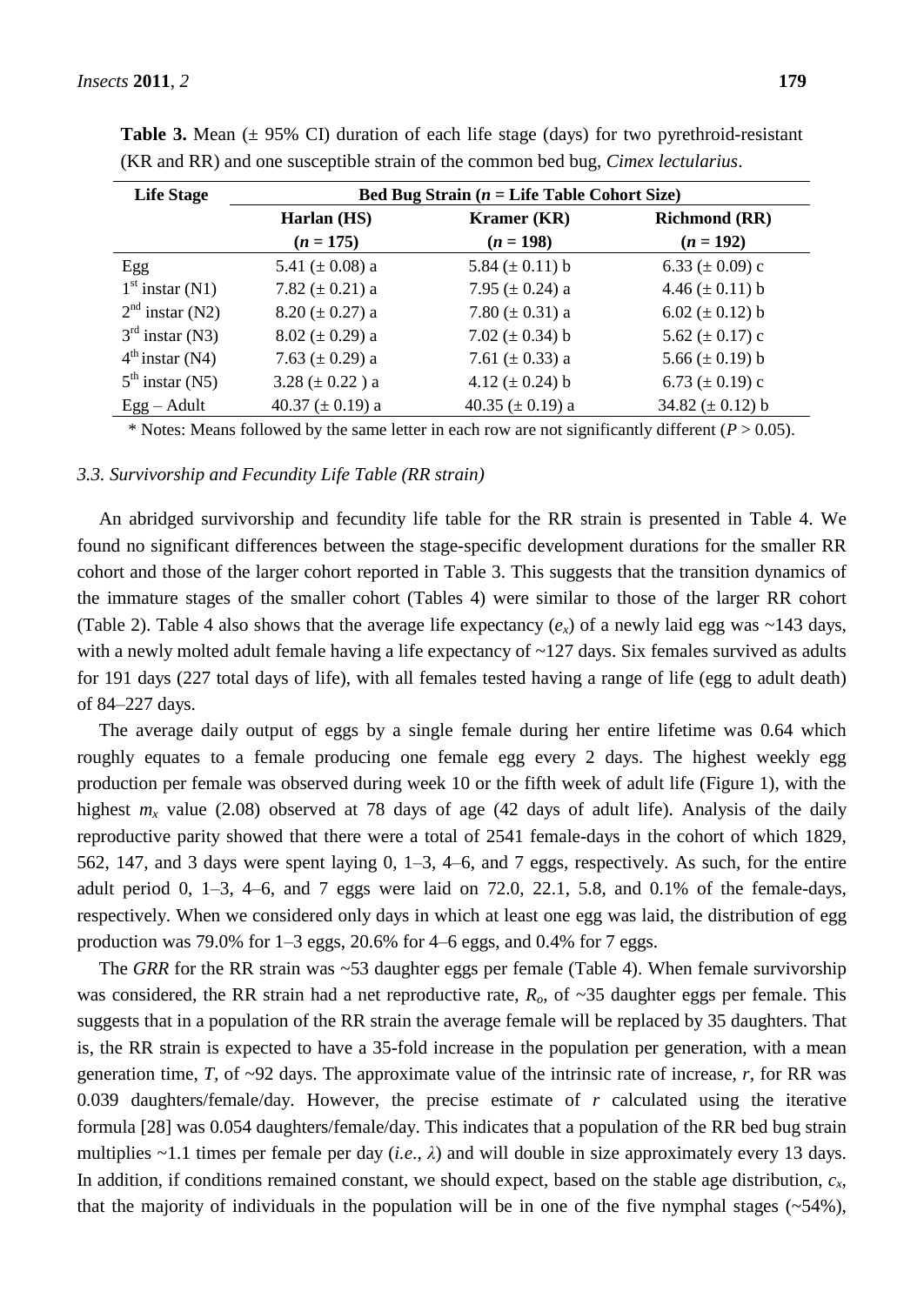**Table 3.** Mean (± 95% CI) duration of each life stage (days) for two pyrethroid-resistant (KR and RR) and one susceptible strain of the common bed bug, *Cimex lectularius*.

| Life Stage | Bed Bug Strain ($n$ = Life Table Cohort Size) | | |
|---|---|---|---|
| | Harlan (HS) ($n$ = 175) | Kramer (KR) ($n$ = 198) | Richmond (RR) ($n$ = 192) |
| Egg | 5.41 (± 0.08) a | 5.84 (± 0.11) b | 6.33 (± 0.09) c |
| 1[st] instar (N1) | 7.82 (± 0.21) a | 7.95 (± 0.24) a | 4.46 (± 0.11) b |
| 2[nd] instar (N2) | 8.20 (± 0.27) a | 7.80 (± 0.31) a | 6.02 (± 0.12) b |
| 3[rd] instar (N3) | 8.02 (± 0.29) a | 7.02 (± 0.34) b | 5.62 (± 0.17) c |
| 4[th] instar (N4) | 7.63 (± 0.29) a | 7.61 (± 0.33) a | 5.66 (± 0.19) b |
| 5[th] instar (N5) | 3.28 (± 0.22 ) a | 4.12 (± 0.24) b | 6.73 (± 0.19) c |
| Egg – Adult | 40.37 (± 0.19) a | 40.35 (± 0.19) a | 34.82 (± 0.12) b |

\* Notes: Means followed by the same letter in each row are not significantly different ($P > 0.05$).

### 3.3. Survivorship and Fecundity Life Table (RR strain)

An abridged survivorship and fecundity life table for the RR strain is presented in Table 4. We found no significant differences between the stage-specific development durations for the smaller RR cohort and those of the larger cohort reported in Table 3. This suggests that the transition dynamics of the immature stages of the smaller cohort (Tables 4) were similar to those of the larger RR cohort (Table 2). Table 4 also shows that the average life expectancy ($e_x$) of a newly laid egg was ~143 days, with a newly molted adult female having a life expectancy of ~127 days. Six females survived as adults for 191 days (227 total days of life), with all females tested having a range of life (egg to adult death) of 84–227 days.

The average daily output of eggs by a single female during her entire lifetime was 0.64 which roughly equates to a female producing one female egg every 2 days. The highest weekly egg production per female was observed during week 10 or the fifth week of adult life (Figure 1), with the highest $m_x$ value (2.08) observed at 78 days of age (42 days of adult life). Analysis of the daily reproductive parity showed that there were a total of 2541 female-days in the cohort of which 1829, 562, 147, and 3 days were spent laying 0, 1–3, 4–6, and 7 eggs, respectively. As such, for the entire adult period 0, 1–3, 4–6, and 7 eggs were laid on 72.0, 22.1, 5.8, and 0.1% of the female-days, respectively. When we considered only days in which at least one egg was laid, the distribution of egg production was 79.0% for 1–3 eggs, 20.6% for 4–6 eggs, and 0.4% for 7 eggs.

The *GRR* for the RR strain was ~53 daughter eggs per female (Table 4). When female survivorship was considered, the RR strain had a net reproductive rate, $R_o$, of ~35 daughter eggs per female. This suggests that in a population of the RR strain the average female will be replaced by 35 daughters. That is, the RR strain is expected to have a 35-fold increase in the population per generation, with a mean generation time, $T$, of ~92 days. The approximate value of the intrinsic rate of increase, $r$, for RR was 0.039 daughters/female/day. However, the precise estimate of $r$ calculated using the iterative formula [28] was 0.054 daughters/female/day. This indicates that a population of the RR bed bug strain multiplies ~1.1 times per female per day (*i.e.*, $\lambda$) and will double in size approximately every 13 days. In addition, if conditions remained constant, we should expect, based on the stable age distribution, $c_x$, that the majority of individuals in the population will be in one of the five nymphal stages (~54%),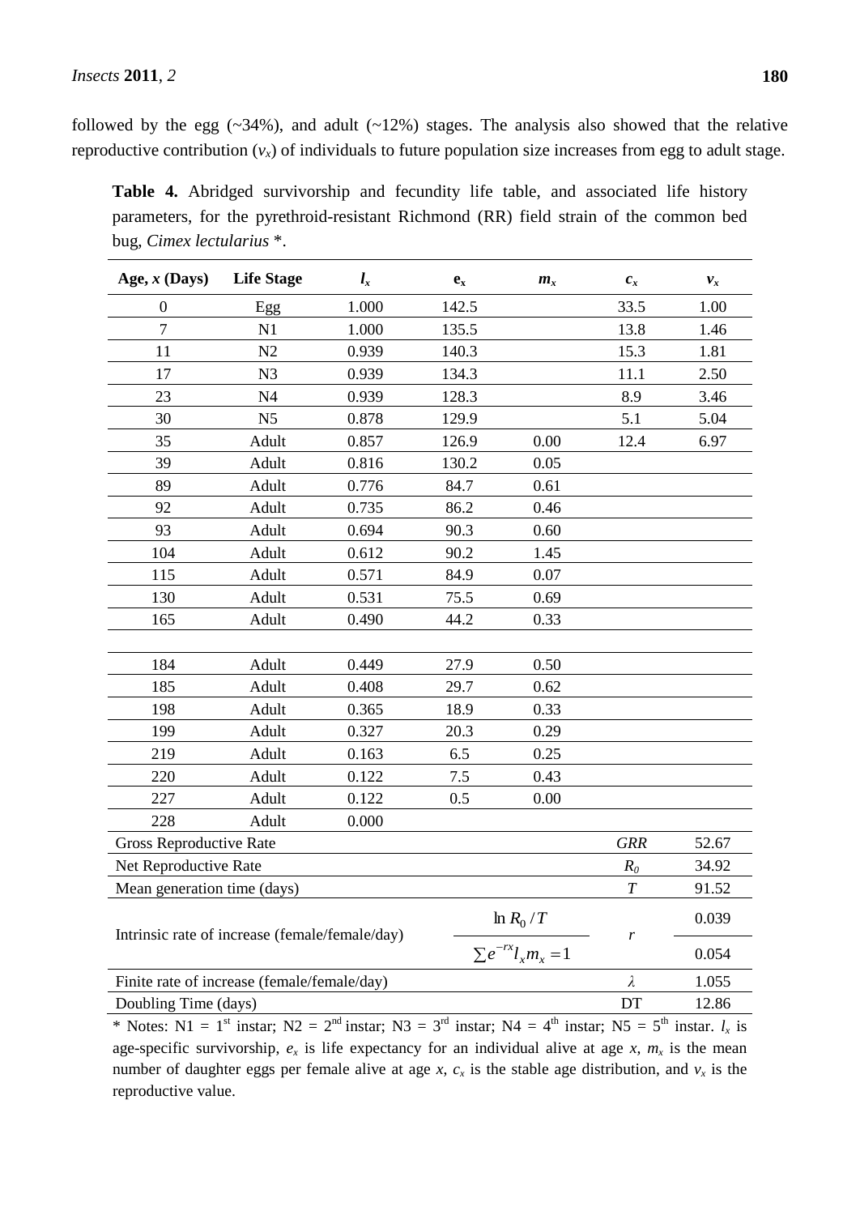followed by the egg (~34%), and adult (~12%) stages. The analysis also showed that the relative reproductive contribution ($v_x$) of individuals to future population size increases from egg to adult stage.

**Table 4.** Abridged survivorship and fecundity life table, and associated life history parameters, for the pyrethroid-resistant Richmond (RR) field strain of the common bed bug, *Cimex lectularius* *.

| Age, $x$ (Days) | Life Stage | $l_x$ | $e_x$ | $m_x$ | $c_x$ | $v_x$ |
|---|---|---|---|---|---|---|
| 0 | Egg | 1.000 | 142.5 | | 33.5 | 1.00 |
| 7 | N1 | 1.000 | 135.5 | | 13.8 | 1.46 |
| 11 | N2 | 0.939 | 140.3 | | 15.3 | 1.81 |
| 17 | N3 | 0.939 | 134.3 | | 11.1 | 2.50 |
| 23 | N4 | 0.939 | 128.3 | | 8.9 | 3.46 |
| 30 | N5 | 0.878 | 129.9 | | 5.1 | 5.04 |
| 35 | Adult | 0.857 | 126.9 | 0.00 | 12.4 | 6.97 |
| 39 | Adult | 0.816 | 130.2 | 0.05 | | |
| 89 | Adult | 0.776 | 84.7 | 0.61 | | |
| 92 | Adult | 0.735 | 86.2 | 0.46 | | |
| 93 | Adult | 0.694 | 90.3 | 0.60 | | |
| 104 | Adult | 0.612 | 90.2 | 1.45 | | |
| 115 | Adult | 0.571 | 84.9 | 0.07 | | |
| 130 | Adult | 0.531 | 75.5 | 0.69 | | |
| 165 | Adult | 0.490 | 44.2 | 0.33 | | |
| 184 | Adult | 0.449 | 27.9 | 0.50 | | |
| 185 | Adult | 0.408 | 29.7 | 0.62 | | |
| 198 | Adult | 0.365 | 18.9 | 0.33 | | |
| 199 | Adult | 0.327 | 20.3 | 0.29 | | |
| 219 | Adult | 0.163 | 6.5 | 0.25 | | |
| 220 | Adult | 0.122 | 7.5 | 0.43 | | |
| 227 | Adult | 0.122 | 0.5 | 0.00 | | |
| 228 | Adult | 0.000 | | | | |
| Gross Reproductive Rate | | | | | $GRR$ | 52.67 |
| Net Reproductive Rate | | | | | $R_0$ | 34.92 |
| Mean generation time (days) | | | | | $T$ | 91.52 |
| Intrinsic rate of increase (female/female/day) | | | | $\ln R_0 / T$ | $r$ | 0.039 |
| | | | | $\sum e^{-rx} l_x m_x = 1$ | | 0.054 |
| Finite rate of increase (female/female/day) | | | | | $\lambda$ | 1.055 |
| Doubling Time (days) | | | | | DT | 12.86 |

* Notes: N1 = 1st instar; N2 = 2nd instar; N3 = 3rd instar; N4 = 4th instar; N5 = 5th instar. $l_x$ is age-specific survivorship, $e_x$ is life expectancy for an individual alive at age $x$, $m_x$ is the mean number of daughter eggs per female alive at age $x$, $c_x$ is the stable age distribution, and $v_x$ is the reproductive value.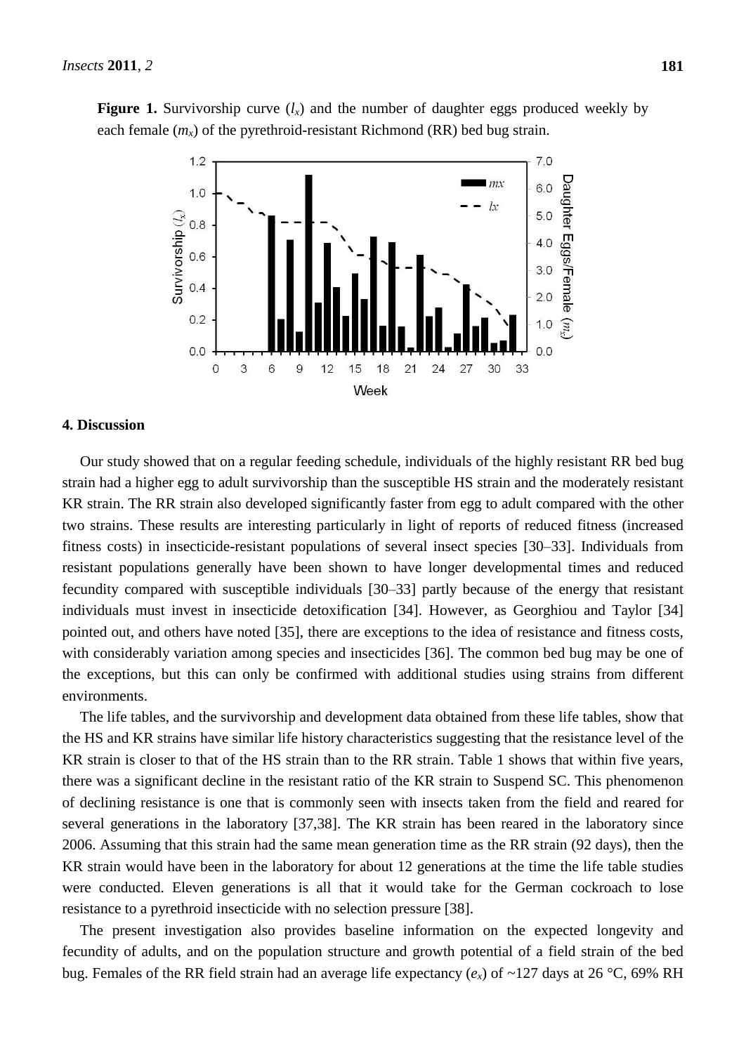**Figure 1.** Survivorship curve ($l_x$) and the number of daughter eggs produced weekly by each female ($m_x$) of the pyrethroid-resistant Richmond (RR) bed bug strain.

## 4. Discussion

Our study showed that on a regular feeding schedule, individuals of the highly resistant RR bed bug strain had a higher egg to adult survivorship than the susceptible HS strain and the moderately resistant KR strain. The RR strain also developed significantly faster from egg to adult compared with the other two strains. These results are interesting particularly in light of reports of reduced fitness (increased fitness costs) in insecticide-resistant populations of several insect species [30–33]. Individuals from resistant populations generally have been shown to have longer developmental times and reduced fecundity compared with susceptible individuals [30–33] partly because of the energy that resistant individuals must invest in insecticide detoxification [34]. However, as Georghiou and Taylor [34] pointed out, and others have noted [35], there are exceptions to the idea of resistance and fitness costs, with considerably variation among species and insecticides [36]. The common bed bug may be one of the exceptions, but this can only be confirmed with additional studies using strains from different environments.

The life tables, and the survivorship and development data obtained from these life tables, show that the HS and KR strains have similar life history characteristics suggesting that the resistance level of the KR strain is closer to that of the HS strain than to the RR strain. Table 1 shows that within five years, there was a significant decline in the resistant ratio of the KR strain to Suspend SC. This phenomenon of declining resistance is one that is commonly seen with insects taken from the field and reared for several generations in the laboratory [37,38]. The KR strain has been reared in the laboratory since 2006. Assuming that this strain had the same mean generation time as the RR strain (92 days), then the KR strain would have been in the laboratory for about 12 generations at the time the life table studies were conducted. Eleven generations is all that it would take for the German cockroach to lose resistance to a pyrethroid insecticide with no selection pressure [38].

The present investigation also provides baseline information on the expected longevity and fecundity of adults, and on the population structure and growth potential of a field strain of the bed bug. Females of the RR field strain had an average life expectancy ($e_x$) of ~127 days at 26 °C, 69% RH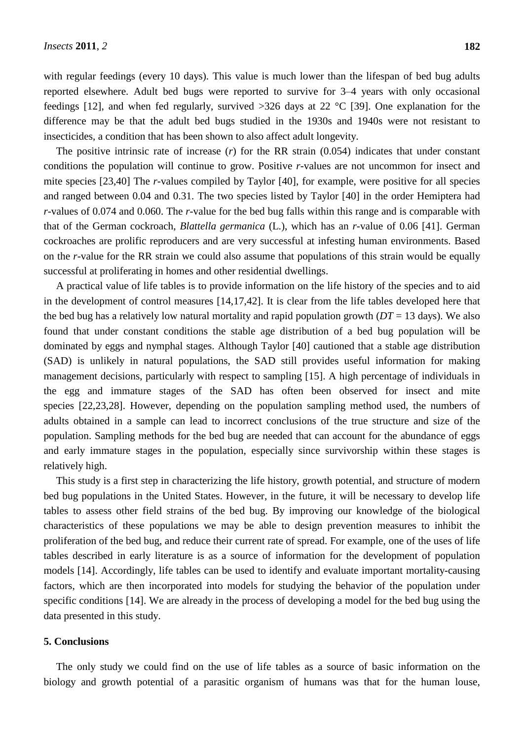with regular feedings (every 10 days). This value is much lower than the lifespan of bed bug adults reported elsewhere. Adult bed bugs were reported to survive for 3–4 years with only occasional feedings [12], and when fed regularly, survived >326 days at 22 °C [39]. One explanation for the difference may be that the adult bed bugs studied in the 1930s and 1940s were not resistant to insecticides, a condition that has been shown to also affect adult longevity.

The positive intrinsic rate of increase ($r$) for the RR strain (0.054) indicates that under constant conditions the population will continue to grow. Positive $r$-values are not uncommon for insect and mite species [23,40] The $r$-values compiled by Taylor [40], for example, were positive for all species and ranged between 0.04 and 0.31. The two species listed by Taylor [40] in the order Hemiptera had $r$-values of 0.074 and 0.060. The $r$-value for the bed bug falls within this range and is comparable with that of the German cockroach, *Blattella germanica* (L.), which has an $r$-value of 0.06 [41]. German cockroaches are prolific reproducers and are very successful at infesting human environments. Based on the $r$-value for the RR strain we could also assume that populations of this strain would be equally successful at proliferating in homes and other residential dwellings.

A practical value of life tables is to provide information on the life history of the species and to aid in the development of control measures [14,17,42]. It is clear from the life tables developed here that the bed bug has a relatively low natural mortality and rapid population growth ($DT$ = 13 days). We also found that under constant conditions the stable age distribution of a bed bug population will be dominated by eggs and nymphal stages. Although Taylor [40] cautioned that a stable age distribution (SAD) is unlikely in natural populations, the SAD still provides useful information for making management decisions, particularly with respect to sampling [15]. A high percentage of individuals in the egg and immature stages of the SAD has often been observed for insect and mite species [22,23,28]. However, depending on the population sampling method used, the numbers of adults obtained in a sample can lead to incorrect conclusions of the true structure and size of the population. Sampling methods for the bed bug are needed that can account for the abundance of eggs and early immature stages in the population, especially since survivorship within these stages is relatively high.

This study is a first step in characterizing the life history, growth potential, and structure of modern bed bug populations in the United States. However, in the future, it will be necessary to develop life tables to assess other field strains of the bed bug. By improving our knowledge of the biological characteristics of these populations we may be able to design prevention measures to inhibit the proliferation of the bed bug, and reduce their current rate of spread. For example, one of the uses of life tables described in early literature is as a source of information for the development of population models [14]. Accordingly, life tables can be used to identify and evaluate important mortality-causing factors, which are then incorporated into models for studying the behavior of the population under specific conditions [14]. We are already in the process of developing a model for the bed bug using the data presented in this study.

## 5. Conclusions

The only study we could find on the use of life tables as a source of basic information on the biology and growth potential of a parasitic organism of humans was that for the human louse,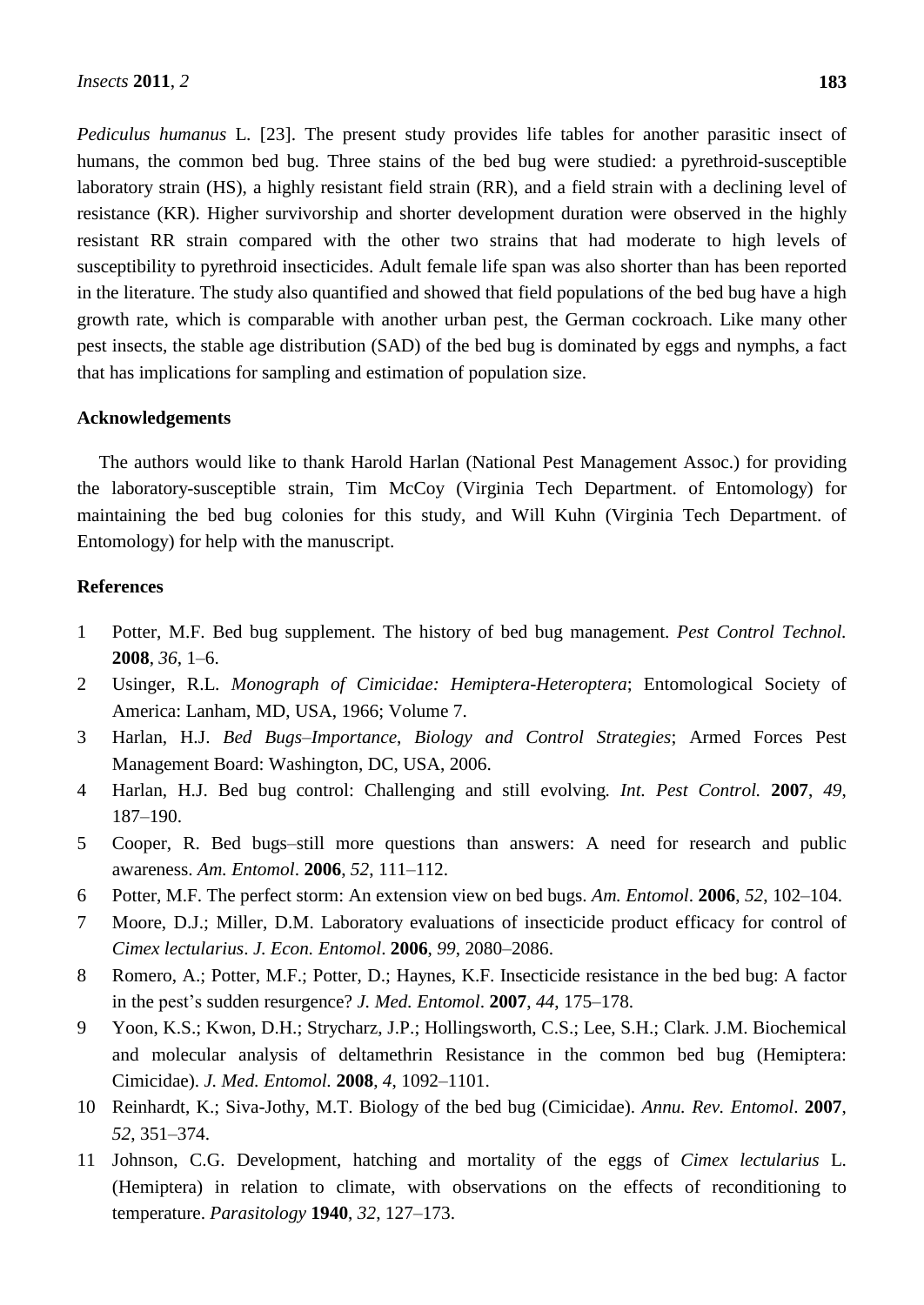*Pediculus humanus* L. [23]. The present study provides life tables for another parasitic insect of humans, the common bed bug. Three stains of the bed bug were studied: a pyrethroid-susceptible laboratory strain (HS), a highly resistant field strain (RR), and a field strain with a declining level of resistance (KR). Higher survivorship and shorter development duration were observed in the highly resistant RR strain compared with the other two strains that had moderate to high levels of susceptibility to pyrethroid insecticides. Adult female life span was also shorter than has been reported in the literature. The study also quantified and showed that field populations of the bed bug have a high growth rate, which is comparable with another urban pest, the German cockroach. Like many other pest insects, the stable age distribution (SAD) of the bed bug is dominated by eggs and nymphs, a fact that has implications for sampling and estimation of population size.

## Acknowledgements

The authors would like to thank Harold Harlan (National Pest Management Assoc.) for providing the laboratory-susceptible strain, Tim McCoy (Virginia Tech Department. of Entomology) for maintaining the bed bug colonies for this study, and Will Kuhn (Virginia Tech Department. of Entomology) for help with the manuscript.

## References

1 Potter, M.F. Bed bug supplement. The history of bed bug management. *Pest Control Technol.* **2008**, *36*, 1–6.

2 Usinger, R.L. *Monograph of Cimicidae: Hemiptera-Heteroptera*; Entomological Society of America: Lanham, MD, USA, 1966; Volume 7.

3 Harlan, H.J. *Bed Bugs–Importance*, *Biology and Control Strategies*; Armed Forces Pest Management Board: Washington, DC, USA, 2006.

4 Harlan, H.J. Bed bug control: Challenging and still evolving. *Int. Pest Control.* **2007**, *49*, 187–190.

5 Cooper, R. Bed bugs–still more questions than answers: A need for research and public awareness. *Am. Entomol*. **2006**, *52*, 111–112.

6 Potter, M.F. The perfect storm: An extension view on bed bugs. *Am. Entomol*. **2006**, *52*, 102–104.

7 Moore, D.J.; Miller, D.M. Laboratory evaluations of insecticide product efficacy for control of *Cimex lectularius*. *J. Econ. Entomol*. **2006**, *99*, 2080–2086.

8 Romero, A.; Potter, M.F.; Potter, D.; Haynes, K.F. Insecticide resistance in the bed bug: A factor in the pest's sudden resurgence? *J. Med. Entomol*. **2007**, *44*, 175–178.

9 Yoon, K.S.; Kwon, D.H.; Strycharz, J.P.; Hollingsworth, C.S.; Lee, S.H.; Clark. J.M. Biochemical and molecular analysis of deltamethrin Resistance in the common bed bug (Hemiptera: Cimicidae). *J. Med. Entomol.* **2008**, *4*, 1092–1101.

10 Reinhardt, K.; Siva-Jothy, M.T. Biology of the bed bug (Cimicidae). *Annu. Rev. Entomol*. **2007**, *52*, 351–374.

11 Johnson, C.G. Development, hatching and mortality of the eggs of *Cimex lectularius* L. (Hemiptera) in relation to climate, with observations on the effects of reconditioning to temperature. *Parasitology* **1940**, *32*, 127–173.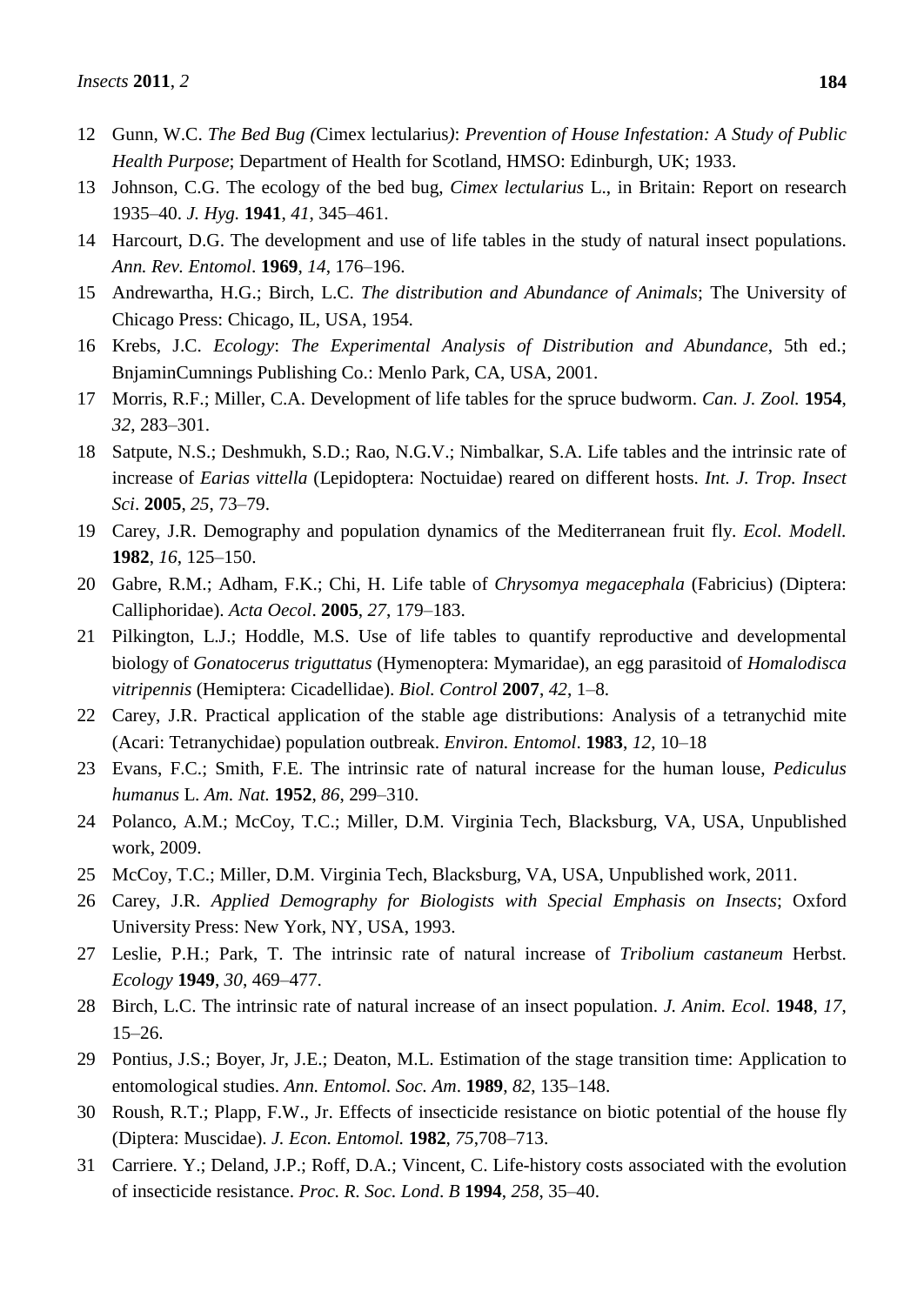12 Gunn, W.C. *The Bed Bug (*Cimex lectularius*)*: *Prevention of House Infestation: A Study of Public Health Purpose*; Department of Health for Scotland, HMSO: Edinburgh, UK; 1933.

13 Johnson, C.G. The ecology of the bed bug, *Cimex lectularius* L., in Britain: Report on research 1935–40. *J. Hyg.* **1941**, *41*, 345–461.

14 Harcourt, D.G. The development and use of life tables in the study of natural insect populations. *Ann. Rev. Entomol*. **1969**, *14*, 176–196.

15 Andrewartha, H.G.; Birch, L.C. *The distribution and Abundance of Animals*; The University of Chicago Press: Chicago, IL, USA, 1954.

16 Krebs, J.C. *Ecology*: *The Experimental Analysis of Distribution and Abundance*, 5th ed.; BnjaminCumnings Publishing Co.: Menlo Park, CA, USA, 2001.

17 Morris, R.F.; Miller, C.A. Development of life tables for the spruce budworm. *Can. J. Zool.* **1954**, *32*, 283–301.

18 Satpute, N.S.; Deshmukh, S.D.; Rao, N.G.V.; Nimbalkar, S.A. Life tables and the intrinsic rate of increase of *Earias vittella* (Lepidoptera: Noctuidae) reared on different hosts. *Int. J. Trop. Insect Sci*. **2005**, *25*, 73–79.

19 Carey, J.R. Demography and population dynamics of the Mediterranean fruit fly. *Ecol. Modell.* **1982**, *16*, 125–150.

20 Gabre, R.M.; Adham, F.K.; Chi, H. Life table of *Chrysomya megacephala* (Fabricius) (Diptera: Calliphoridae). *Acta Oecol*. **2005**, *27*, 179–183.

21 Pilkington, L.J.; Hoddle, M.S. Use of life tables to quantify reproductive and developmental biology of *Gonatocerus triguttatus* (Hymenoptera: Mymaridae), an egg parasitoid of *Homalodisca vitripennis* (Hemiptera: Cicadellidae). *Biol. Control* **2007**, *42*, 1–8.

22 Carey, J.R. Practical application of the stable age distributions: Analysis of a tetranychid mite (Acari: Tetranychidae) population outbreak. *Environ. Entomol*. **1983**, *12*, 10–18

23 Evans, F.C.; Smith, F.E. The intrinsic rate of natural increase for the human louse, *Pediculus humanus* L. *Am. Nat.* **1952**, *86*, 299–310.

24 Polanco, A.M.; McCoy, T.C.; Miller, D.M. Virginia Tech, Blacksburg, VA, USA, Unpublished work, 2009.

25 McCoy, T.C.; Miller, D.M. Virginia Tech, Blacksburg, VA, USA, Unpublished work, 2011.

26 Carey, J.R. *Applied Demography for Biologists with Special Emphasis on Insects*; Oxford University Press: New York, NY, USA, 1993.

27 Leslie, P.H.; Park, T. The intrinsic rate of natural increase of *Tribolium castaneum* Herbst. *Ecology* **1949**, *30*, 469–477.

28 Birch, L.C. The intrinsic rate of natural increase of an insect population. *J. Anim. Ecol*. **1948**, *17*, 15–26.

29 Pontius, J.S.; Boyer, Jr, J.E.; Deaton, M.L. Estimation of the stage transition time: Application to entomological studies. *Ann. Entomol. Soc. Am*. **1989**, *82*, 135–148.

30 Roush, R.T.; Plapp, F.W., Jr. Effects of insecticide resistance on biotic potential of the house fly (Diptera: Muscidae). *J. Econ. Entomol.* **1982**, *75*,708–713.

31 Carriere. Y.; Deland, J.P.; Roff, D.A.; Vincent, C. Life-history costs associated with the evolution of insecticide resistance. *Proc. R. Soc. Lond*. *B* **1994**, *258*, 35–40.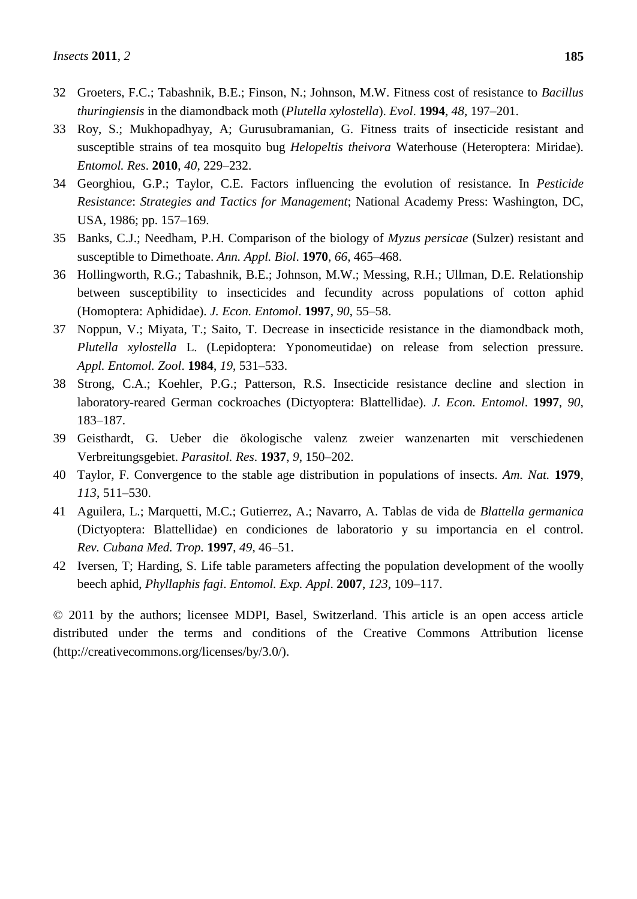32 Groeters, F.C.; Tabashnik, B.E.; Finson, N.; Johnson, M.W. Fitness cost of resistance to *Bacillus thuringiensis* in the diamondback moth (*Plutella xylostella*). *Evol*. **1994**, *48*, 197–201.

33 Roy, S.; Mukhopadhyay, A; Gurusubramanian, G. Fitness traits of insecticide resistant and susceptible strains of tea mosquito bug *Helopeltis theivora* Waterhouse (Heteroptera: Miridae). *Entomol. Res*. **2010**, *40*, 229–232.

34 Georghiou, G.P.; Taylor, C.E. Factors influencing the evolution of resistance. In *Pesticide Resistance*: *Strategies and Tactics for Management*; National Academy Press: Washington, DC, USA, 1986; pp. 157–169.

35 Banks, C.J.; Needham, P.H. Comparison of the biology of *Myzus persicae* (Sulzer) resistant and susceptible to Dimethoate. *Ann. Appl. Biol*. **1970**, *66*, 465–468.

36 Hollingworth, R.G.; Tabashnik, B.E.; Johnson, M.W.; Messing, R.H.; Ullman, D.E. Relationship between susceptibility to insecticides and fecundity across populations of cotton aphid (Homoptera: Aphididae). *J. Econ. Entomol*. **1997**, *90*, 55–58.

37 Noppun, V.; Miyata, T.; Saito, T. Decrease in insecticide resistance in the diamondback moth, *Plutella xylostella* L. (Lepidoptera: Yponomeutidae) on release from selection pressure. *Appl. Entomol. Zool*. **1984**, *19*, 531–533.

38 Strong, C.A.; Koehler, P.G.; Patterson, R.S. Insecticide resistance decline and slection in laboratory-reared German cockroaches (Dictyoptera: Blattellidae). *J. Econ. Entomol*. **1997**, *90*, 183–187.

39 Geisthardt, G. Ueber die ökologische valenz zweier wanzenarten mit verschiedenen Verbreitungsgebiet. *Parasitol. Res*. **1937**, *9*, 150–202.

40 Taylor, F. Convergence to the stable age distribution in populations of insects. *Am. Nat.* **1979**, *113*, 511–530.

41 Aguilera, L.; Marquetti, M.C.; Gutierrez, A.; Navarro, A. Tablas de vida de *Blattella germanica* (Dictyoptera: Blattellidae) en condiciones de laboratorio y su importancia en el control. *Rev. Cubana Med. Trop.* **1997**, *49*, 46–51.

42 Iversen, T; Harding, S. Life table parameters affecting the population development of the woolly beech aphid, *Phyllaphis fagi*. *Entomol. Exp. Appl*. **2007**, *123*, 109–117.

© 2011 by the authors; licensee MDPI, Basel, Switzerland. This article is an open access article distributed under the terms and conditions of the Creative Commons Attribution license (http://creativecommons.org/licenses/by/3.0/).